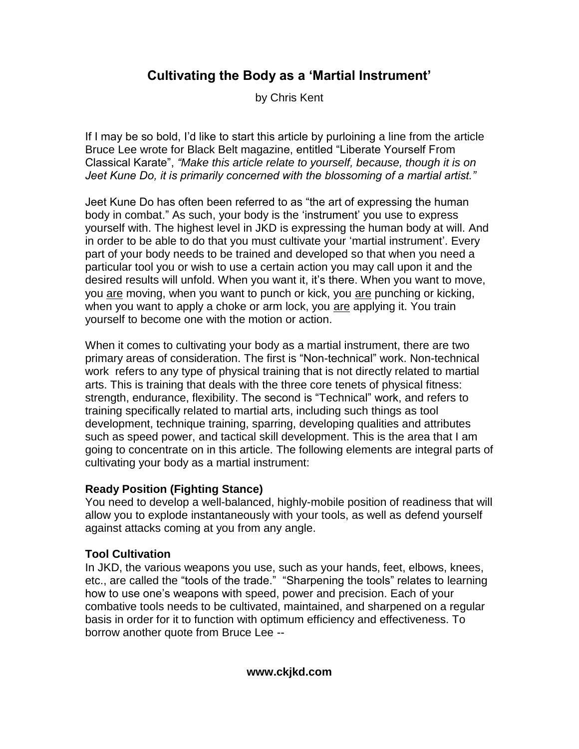# Cultivating the Body as a 'Martial Instrument'

by Chris Kent

If I may be so bold, I'd like to start this article by purloining a line from the article Bruce Lee wrote for Black Belt magazine, entitled "Liberate Yourself From Classical Karate", *"Make this article relate to yourself, because, though it is on Jeet Kune Do, it is primarily concerned with the blossoming of a martial artist."*

Jeet Kune Do has often been referred to as "the art of expressing the human body in combat." As such, your body is the 'instrument' you use to express yourself with. The highest level in JKD is expressing the human body at will. And in order to be able to do that you must cultivate your 'martial instrument'. Every part of your body needs to be trained and developed so that when you need a particular tool you or wish to use a certain action you may call upon it and the desired results will unfold. When you want it, it's there. When you want to move, you <u>are</u> moving, when you want to punch or kick, you <u>are</u> punching or kicking, when you want to apply a choke or arm lock, you <u>are</u> applying it. You train yourself to become one with the motion or action.

When it comes to cultivating your body as a martial instrument, there are two primary areas of consideration. The first is "Non-technical" work. Non-technical work refers to any type of physical training that is not directly related to martial arts. This is training that deals with the three core tenets of physical fitness: strength, endurance, flexibility. The second is "Technical" work, and refers to training specifically related to martial arts, including such things as tool development, technique training, sparring, developing qualities and attributes such as speed power, and tactical skill development. This is the area that I am going to concentrate on in this article. The following elements are integral parts of cultivating your body as a martial instrument:

**Ready Position (Fighting Stance)**
You need to develop a well-balanced, highly-mobile position of readiness that will allow you to explode instantaneously with your tools, as well as defend yourself against attacks coming at you from any angle.

**Tool Cultivation**
In JKD, the various weapons you use, such as your hands, feet, elbows, knees, etc., are called the "tools of the trade." "Sharpening the tools" relates to learning how to use one's weapons with speed, power and precision. Each of your combative tools needs to be cultivated, maintained, and sharpened on a regular basis in order for it to function with optimum efficiency and effectiveness. To borrow another quote from Bruce Lee --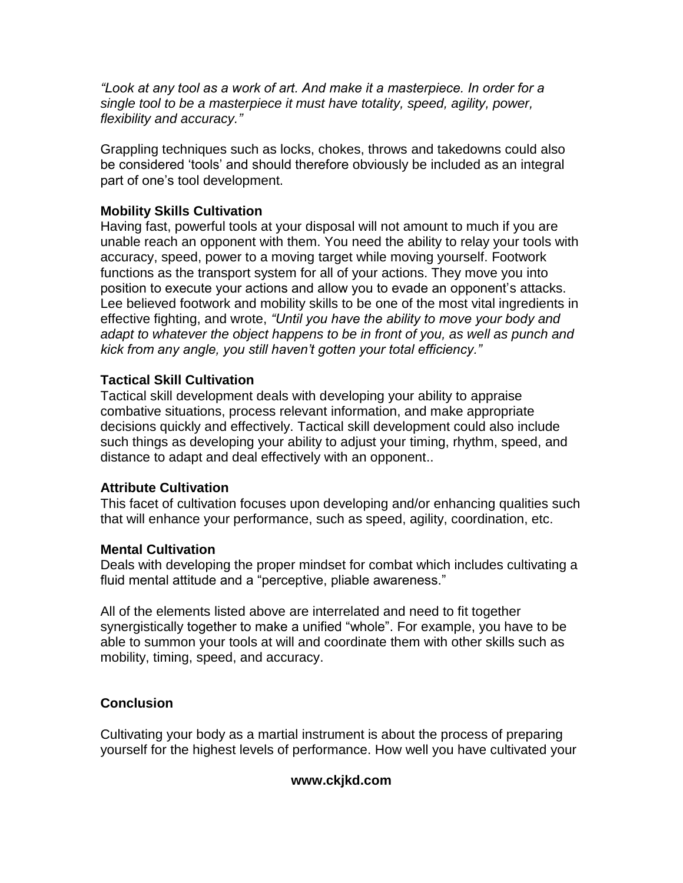*"Look at any tool as a work of art. And make it a masterpiece. In order for a single tool to be a masterpiece it must have totality, speed, agility, power, flexibility and accuracy."*

Grappling techniques such as locks, chokes, throws and takedowns could also be considered 'tools' and should therefore obviously be included as an integral part of one's tool development.

**Mobility Skills Cultivation**

Having fast, powerful tools at your disposal will not amount to much if you are unable reach an opponent with them. You need the ability to relay your tools with accuracy, speed, power to a moving target while moving yourself. Footwork functions as the transport system for all of your actions. They move you into position to execute your actions and allow you to evade an opponent's attacks. Lee believed footwork and mobility skills to be one of the most vital ingredients in effective fighting, and wrote, *"Until you have the ability to move your body and adapt to whatever the object happens to be in front of you, as well as punch and kick from any angle, you still haven't gotten your total efficiency."*

**Tactical Skill Cultivation**

Tactical skill development deals with developing your ability to appraise combative situations, process relevant information, and make appropriate decisions quickly and effectively. Tactical skill development could also include such things as developing your ability to adjust your timing, rhythm, speed, and distance to adapt and deal effectively with an opponent..

**Attribute Cultivation**

This facet of cultivation focuses upon developing and/or enhancing qualities such that will enhance your performance, such as speed, agility, coordination, etc.

**Mental Cultivation**

Deals with developing the proper mindset for combat which includes cultivating a fluid mental attitude and a "perceptive, pliable awareness."

All of the elements listed above are interrelated and need to fit together synergistically together to make a unified "whole". For example, you have to be able to summon your tools at will and coordinate them with other skills such as mobility, timing, speed, and accuracy.

**Conclusion**

Cultivating your body as a martial instrument is about the process of preparing yourself for the highest levels of performance. How well you have cultivated your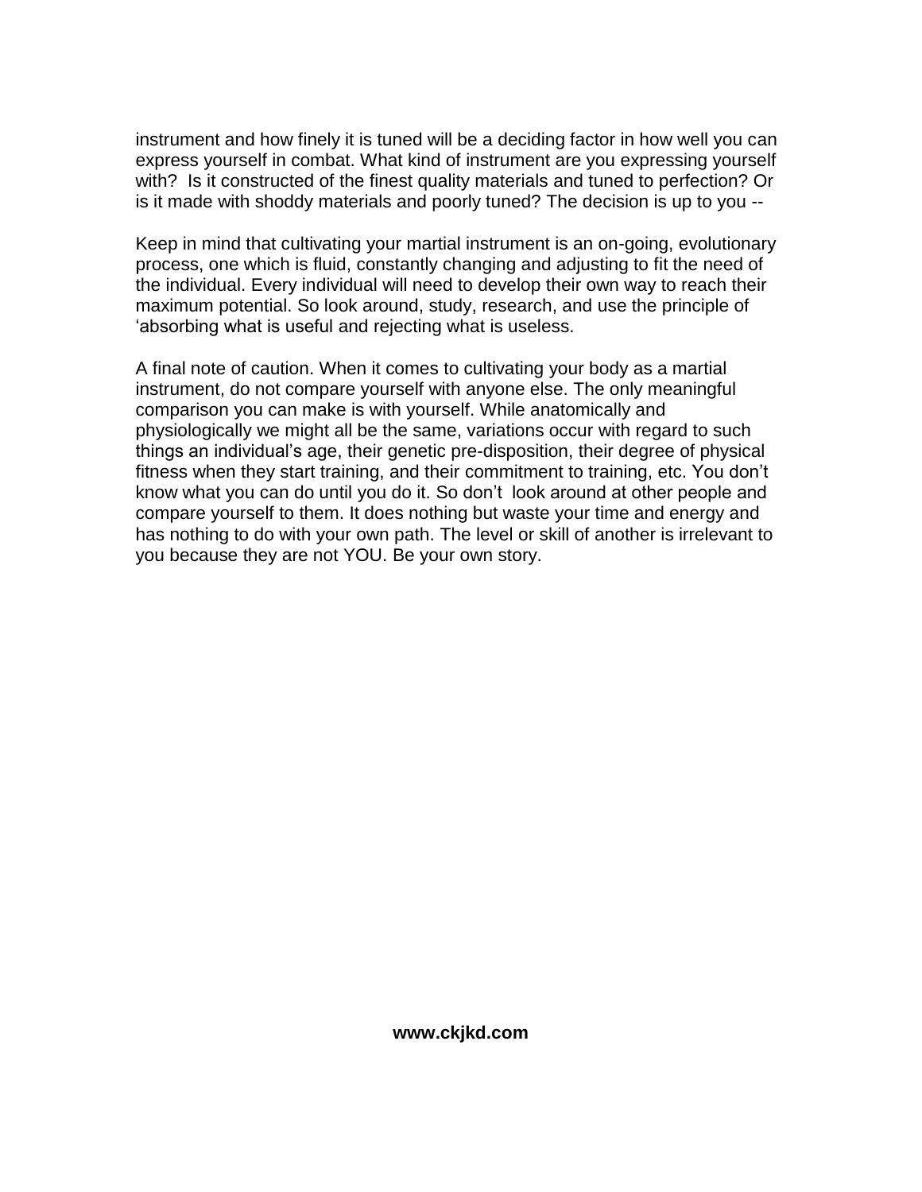instrument and how finely it is tuned will be a deciding factor in how well you can express yourself in combat. What kind of instrument are you expressing yourself with? Is it constructed of the finest quality materials and tuned to perfection? Or is it made with shoddy materials and poorly tuned? The decision is up to you --

Keep in mind that cultivating your martial instrument is an on-going, evolutionary process, one which is fluid, constantly changing and adjusting to fit the need of the individual. Every individual will need to develop their own way to reach their maximum potential. So look around, study, research, and use the principle of 'absorbing what is useful and rejecting what is useless.

A final note of caution. When it comes to cultivating your body as a martial instrument, do not compare yourself with anyone else. The only meaningful comparison you can make is with yourself. While anatomically and physiologically we might all be the same, variations occur with regard to such things an individual's age, their genetic pre-disposition, their degree of physical fitness when they start training, and their commitment to training, etc. You don't know what you can do until you do it. So don't look around at other people and compare yourself to them. It does nothing but waste your time and energy and has nothing to do with your own path. The level or skill of another is irrelevant to you because they are not YOU. Be your own story.

**www.ckjkd.com**